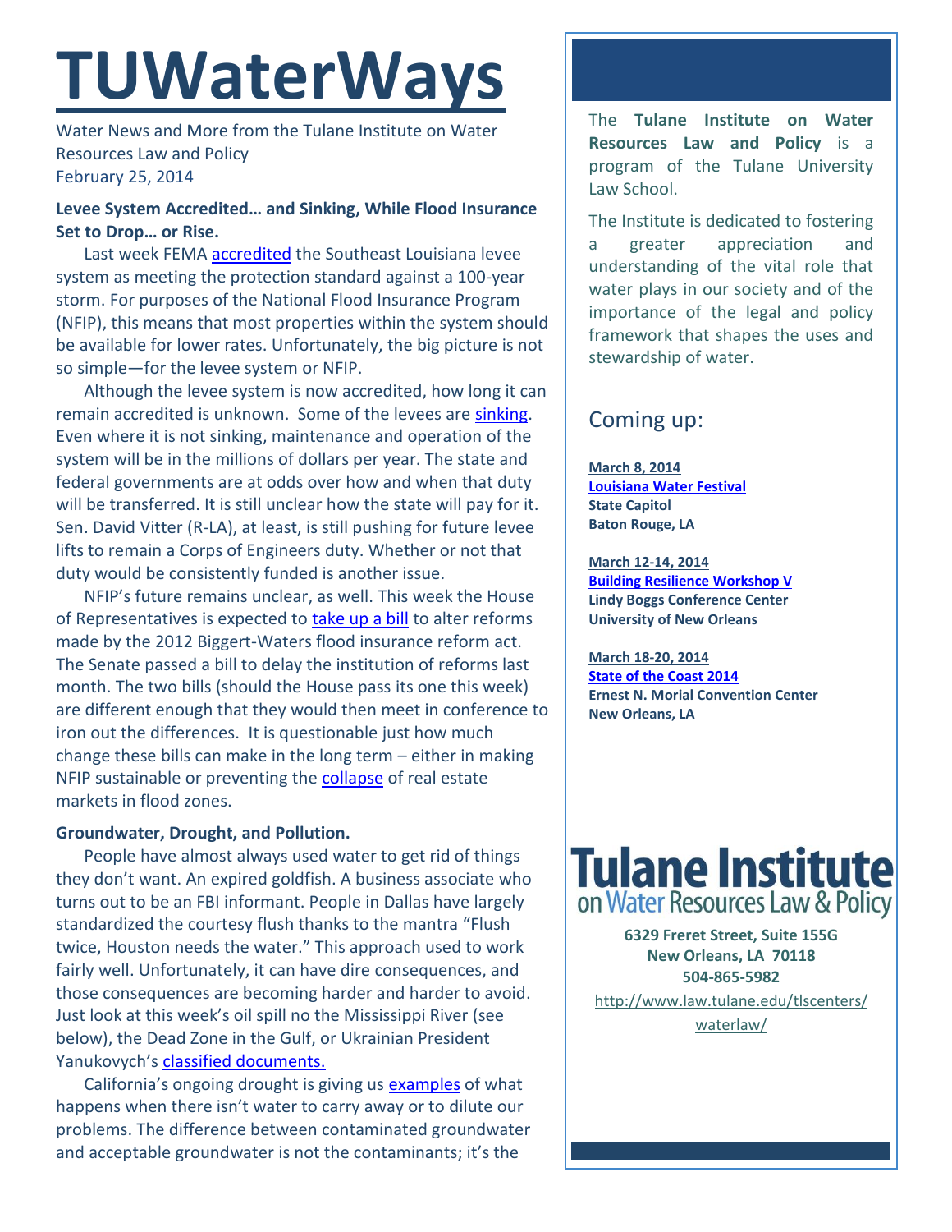# TUWaterWays

Water News and More from the Tulane Institute on Water Resources Law and Policy
February 25, 2014

**Levee System Accredited… and Sinking, While Flood Insurance Set to Drop… or Rise.**

Last week FEMA accredited the Southeast Louisiana levee system as meeting the protection standard against a 100-year storm. For purposes of the National Flood Insurance Program (NFIP), this means that most properties within the system should be available for lower rates. Unfortunately, the big picture is not so simple—for the levee system or NFIP.

Although the levee system is now accredited, how long it can remain accredited is unknown. Some of the levees are sinking. Even where it is not sinking, maintenance and operation of the system will be in the millions of dollars per year. The state and federal governments are at odds over how and when that duty will be transferred. It is still unclear how the state will pay for it. Sen. David Vitter (R-LA), at least, is still pushing for future levee lifts to remain a Corps of Engineers duty. Whether or not that duty would be consistently funded is another issue.

NFIP's future remains unclear, as well. This week the House of Representatives is expected to take up a bill to alter reforms made by the 2012 Biggert-Waters flood insurance reform act. The Senate passed a bill to delay the institution of reforms last month. The two bills (should the House pass its one this week) are different enough that they would then meet in conference to iron out the differences. It is questionable just how much change these bills can make in the long term – either in making NFIP sustainable or preventing the collapse of real estate markets in flood zones.

**Groundwater, Drought, and Pollution.**

People have almost always used water to get rid of things they don't want. An expired goldfish. A business associate who turns out to be an FBI informant. People in Dallas have largely standardized the courtesy flush thanks to the mantra "Flush twice, Houston needs the water." This approach used to work fairly well. Unfortunately, it can have dire consequences, and those consequences are becoming harder and harder to avoid. Just look at this week's oil spill no the Mississippi River (see below), the Dead Zone in the Gulf, or Ukrainian President Yanukovych's classified documents.

California's ongoing drought is giving us examples of what happens when there isn't water to carry away or to dilute our problems. The difference between contaminated groundwater and acceptable groundwater is not the contaminants; it's the

The **Tulane Institute on Water Resources Law and Policy** is a program of the Tulane University Law School.

The Institute is dedicated to fostering a greater appreciation and understanding of the vital role that water plays in our society and of the importance of the legal and policy framework that shapes the uses and stewardship of water.

## Coming up:

**March 8, 2014**
**Louisiana Water Festival**
**State Capitol**
**Baton Rouge, LA**

**March 12-14, 2014**
**Building Resilience Workshop V**
**Lindy Boggs Conference Center**
**University of New Orleans**

**March 18-20, 2014**
**State of the Coast 2014**
**Ernest N. Morial Convention Center**
**New Orleans, LA**

**Tulane Institute on Water Resources Law & Policy**

**6329 Freret Street, Suite 155G**
**New Orleans, LA 70118**
**504-865-5982**

http://www.law.tulane.edu/tlscenters/waterlaw/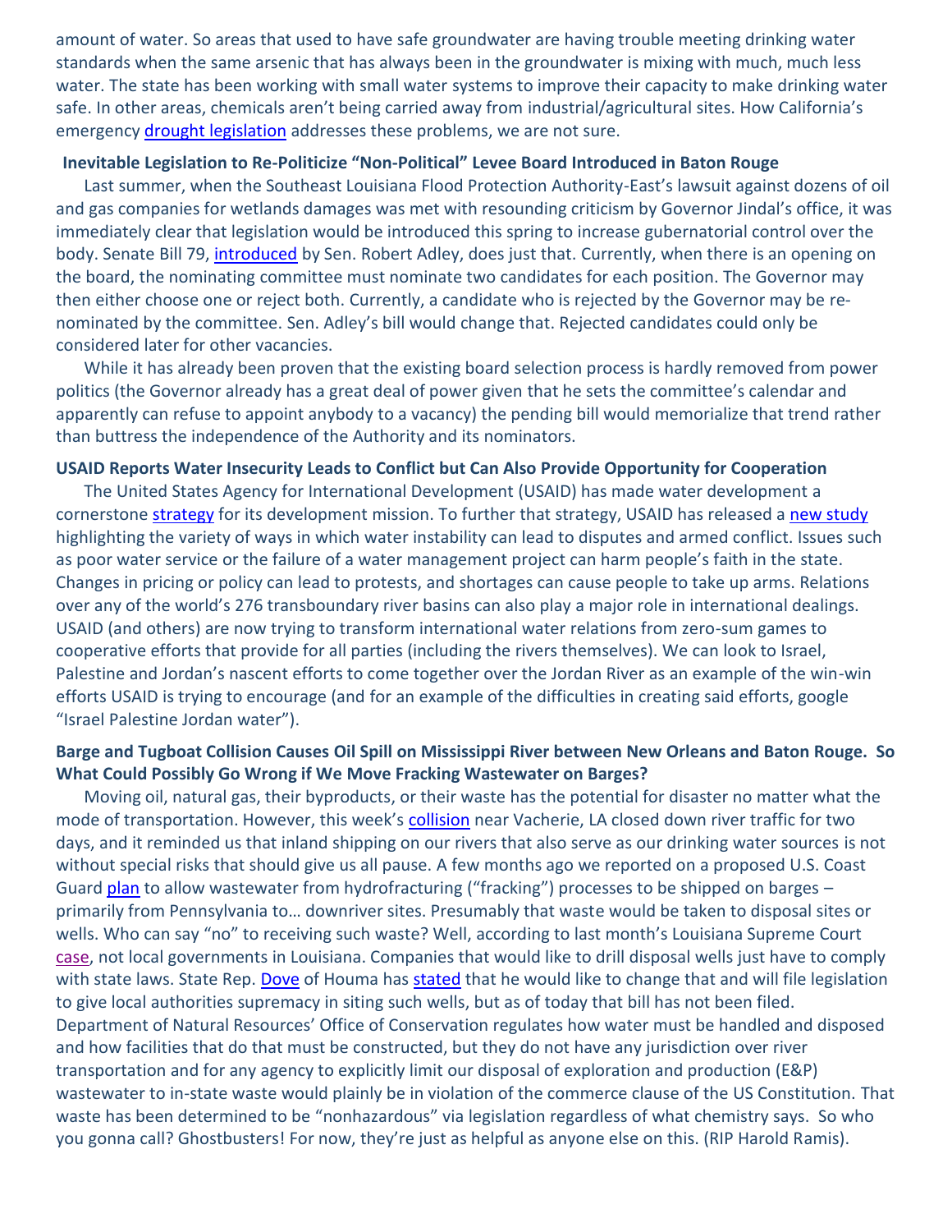amount of water. So areas that used to have safe groundwater are having trouble meeting drinking water standards when the same arsenic that has always been in the groundwater is mixing with much, much less water. The state has been working with small water systems to improve their capacity to make drinking water safe. In other areas, chemicals aren't being carried away from industrial/agricultural sites. How California's emergency drought legislation addresses these problems, we are not sure.

### Inevitable Legislation to Re-Politicize "Non-Political" Levee Board Introduced in Baton Rouge

Last summer, when the Southeast Louisiana Flood Protection Authority-East's lawsuit against dozens of oil and gas companies for wetlands damages was met with resounding criticism by Governor Jindal's office, it was immediately clear that legislation would be introduced this spring to increase gubernatorial control over the body. Senate Bill 79, introduced by Sen. Robert Adley, does just that. Currently, when there is an opening on the board, the nominating committee must nominate two candidates for each position. The Governor may then either choose one or reject both. Currently, a candidate who is rejected by the Governor may be re-nominated by the committee. Sen. Adley's bill would change that. Rejected candidates could only be considered later for other vacancies.

While it has already been proven that the existing board selection process is hardly removed from power politics (the Governor already has a great deal of power given that he sets the committee's calendar and apparently can refuse to appoint anybody to a vacancy) the pending bill would memorialize that trend rather than buttress the independence of the Authority and its nominators.

### USAID Reports Water Insecurity Leads to Conflict but Can Also Provide Opportunity for Cooperation

The United States Agency for International Development (USAID) has made water development a cornerstone strategy for its development mission. To further that strategy, USAID has released a new study highlighting the variety of ways in which water instability can lead to disputes and armed conflict. Issues such as poor water service or the failure of a water management project can harm people's faith in the state. Changes in pricing or policy can lead to protests, and shortages can cause people to take up arms. Relations over any of the world's 276 transboundary river basins can also play a major role in international dealings. USAID (and others) are now trying to transform international water relations from zero-sum games to cooperative efforts that provide for all parties (including the rivers themselves). We can look to Israel, Palestine and Jordan's nascent efforts to come together over the Jordan River as an example of the win-win efforts USAID is trying to encourage (and for an example of the difficulties in creating said efforts, google "Israel Palestine Jordan water").

### Barge and Tugboat Collision Causes Oil Spill on Mississippi River between New Orleans and Baton Rouge. So What Could Possibly Go Wrong if We Move Fracking Wastewater on Barges?

Moving oil, natural gas, their byproducts, or their waste has the potential for disaster no matter what the mode of transportation. However, this week's collision near Vacherie, LA closed down river traffic for two days, and it reminded us that inland shipping on our rivers that also serve as our drinking water sources is not without special risks that should give us all pause. A few months ago we reported on a proposed U.S. Coast Guard plan to allow wastewater from hydrofracturing ("fracking") processes to be shipped on barges – primarily from Pennsylvania to… downriver sites. Presumably that waste would be taken to disposal sites or wells. Who can say "no" to receiving such waste? Well, according to last month's Louisiana Supreme Court case, not local governments in Louisiana. Companies that would like to drill disposal wells just have to comply with state laws. State Rep. Dove of Houma has stated that he would like to change that and will file legislation to give local authorities supremacy in siting such wells, but as of today that bill has not been filed. Department of Natural Resources' Office of Conservation regulates how water must be handled and disposed and how facilities that do that must be constructed, but they do not have any jurisdiction over river transportation and for any agency to explicitly limit our disposal of exploration and production (E&P) wastewater to in-state waste would plainly be in violation of the commerce clause of the US Constitution. That waste has been determined to be "nonhazardous" via legislation regardless of what chemistry says. So who you gonna call? Ghostbusters! For now, they're just as helpful as anyone else on this. (RIP Harold Ramis).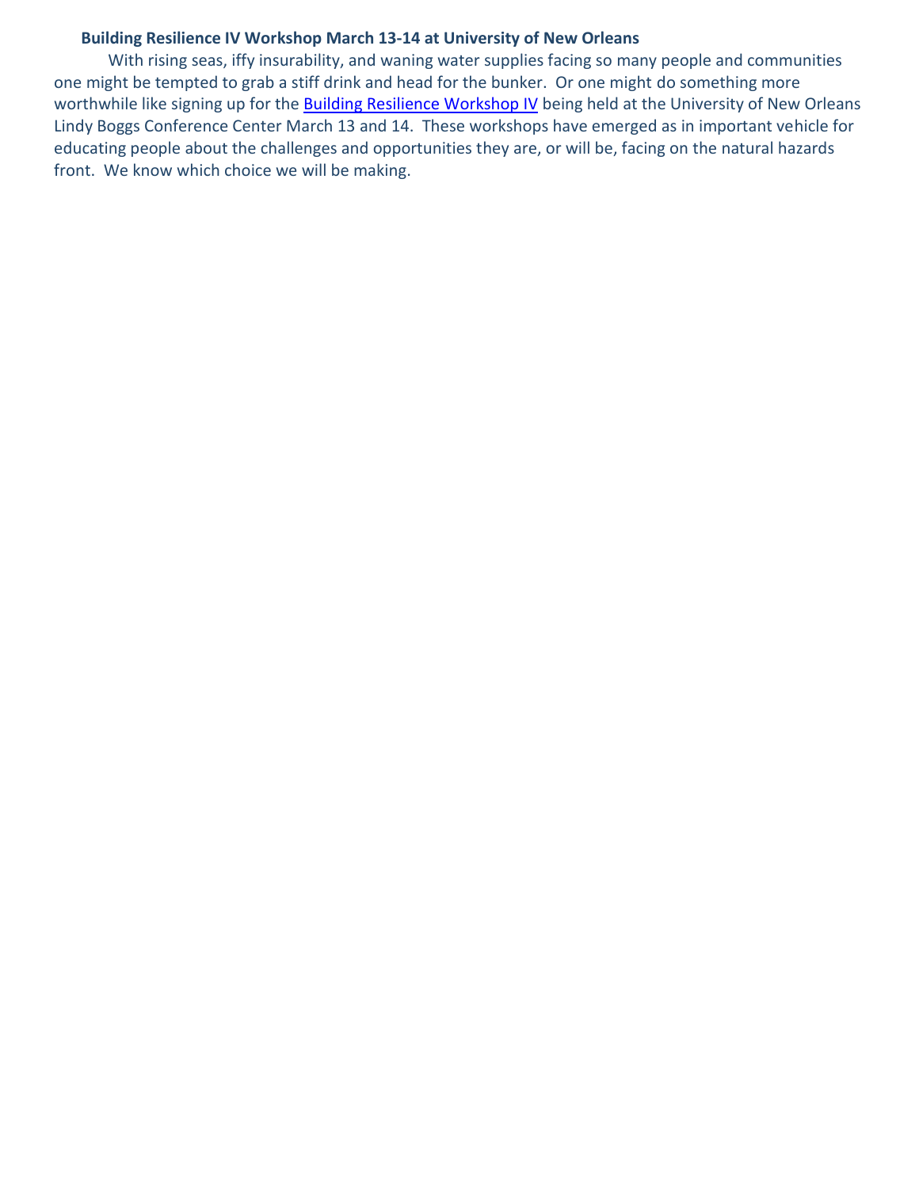**Building Resilience IV Workshop March 13-14 at University of New Orleans**

With rising seas, iffy insurability, and waning water supplies facing so many people and communities one might be tempted to grab a stiff drink and head for the bunker. Or one might do something more worthwhile like signing up for the Building Resilience Workshop IV being held at the University of New Orleans Lindy Boggs Conference Center March 13 and 14. These workshops have emerged as in important vehicle for educating people about the challenges and opportunities they are, or will be, facing on the natural hazards front. We know which choice we will be making.